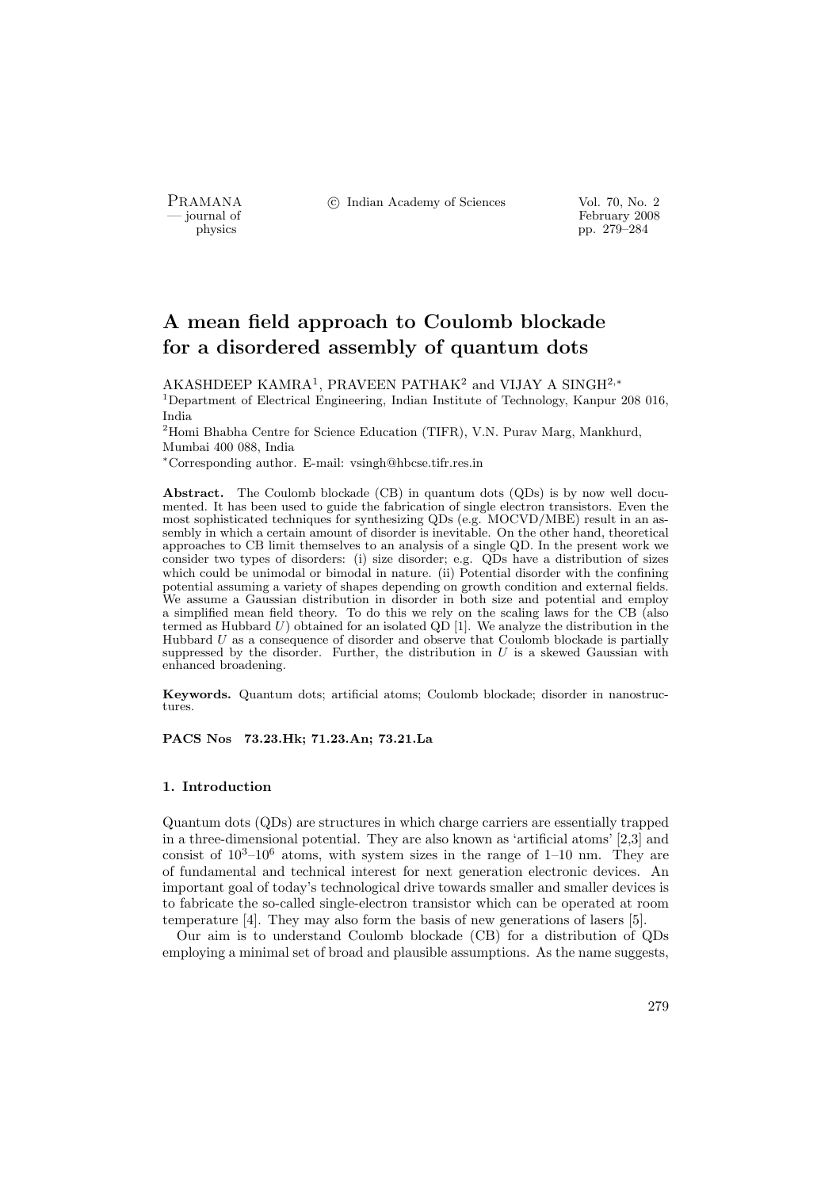# A mean field approach to Coulomb blockade for a disordered assembly of quantum dots

AKASHDEEP KAMRA[1], PRAVEEN PATHAK[2] and VIJAY A SINGH[2,*]

[1]Department of Electrical Engineering, Indian Institute of Technology, Kanpur 208 016, India

[2]Homi Bhabha Centre for Science Education (TIFR), V.N. Purav Marg, Mankhurd, Mumbai 400 088, India

[*]Corresponding author. E-mail: vsingh@hbcse.tifr.res.in

**Abstract.** The Coulomb blockade (CB) in quantum dots (QDs) is by now well documented. It has been used to guide the fabrication of single electron transistors. Even the most sophisticated techniques for synthesizing QDs (e.g. MOCVD/MBE) result in an assembly in which a certain amount of disorder is inevitable. On the other hand, theoretical approaches to CB limit themselves to an analysis of a single QD. In the present work we consider two types of disorders: (i) size disorder; e.g. QDs have a distribution of sizes which could be unimodal or bimodal in nature. (ii) Potential disorder with the confining potential assuming a variety of shapes depending on growth condition and external fields. We assume a Gaussian distribution in disorder in both size and potential and employ a simplified mean field theory. To do this we rely on the scaling laws for the CB (also termed as Hubbard $U$) obtained for an isolated QD [1]. We analyze the distribution in the Hubbard $U$ as a consequence of disorder and observe that Coulomb blockade is partially suppressed by the disorder. Further, the distribution in $U$ is a skewed Gaussian with enhanced broadening.

**Keywords.** Quantum dots; artificial atoms; Coulomb blockade; disorder in nanostructures.

**PACS Nos 73.23.Hk; 71.23.An; 73.21.La**

## 1. Introduction

Quantum dots (QDs) are structures in which charge carriers are essentially trapped in a three-dimensional potential. They are also known as 'artificial atoms' [2,3] and consist of $10^3$–$10^6$ atoms, with system sizes in the range of 1–10 nm. They are of fundamental and technical interest for next generation electronic devices. An important goal of today's technological drive towards smaller and smaller devices is to fabricate the so-called single-electron transistor which can be operated at room temperature [4]. They may also form the basis of new generations of lasers [5].

Our aim is to understand Coulomb blockade (CB) for a distribution of QDs employing a minimal set of broad and plausible assumptions. As the name suggests,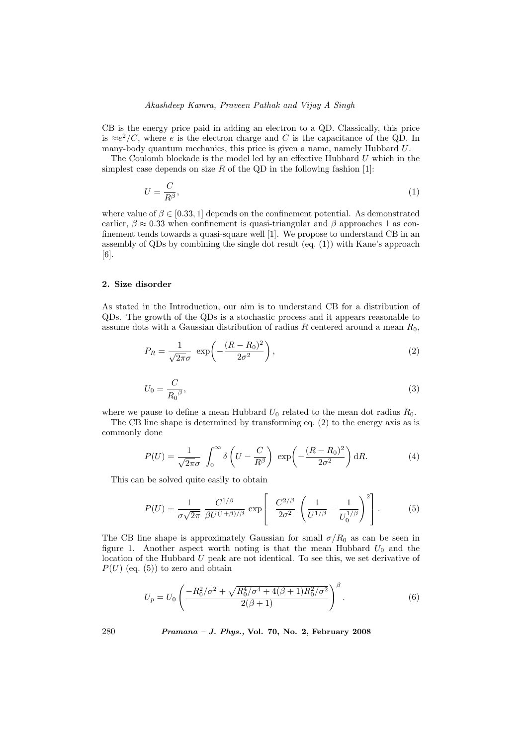CB is the energy price paid in adding an electron to a QD. Classically, this price is $\approx e^2/C$, where $e$ is the electron charge and $C$ is the capacitance of the QD. In many-body quantum mechanics, this price is given a name, namely Hubbard $U$.

The Coulomb blockade is the model led by an effective Hubbard $U$ which in the simplest case depends on size $R$ of the QD in the following fashion [1]:

$$U = \frac{C}{R^\beta}, \tag{1}$$

where value of $\beta \in [0.33, 1]$ depends on the confinement potential. As demonstrated earlier, $\beta \approx 0.33$ when confinement is quasi-triangular and $\beta$ approaches 1 as confinement tends towards a quasi-square well [1]. We propose to understand CB in an assembly of QDs by combining the single dot result (eq. (1)) with Kane's approach [6].

## 2. Size disorder

As stated in the Introduction, our aim is to understand CB for a distribution of QDs. The growth of the QDs is a stochastic process and it appears reasonable to assume dots with a Gaussian distribution of radius $R$ centered around a mean $R_0$,

$$P_R = \frac{1}{\sqrt{2\pi}\sigma} \exp\left(-\frac{(R - R_0)^2}{2\sigma^2}\right), \tag{2}$$

$$U_0 = \frac{C}{{R_0}^\beta}, \tag{3}$$

where we pause to define a mean Hubbard $U_0$ related to the mean dot radius $R_0$.

The CB line shape is determined by transforming eq. (2) to the energy axis as is commonly done

$$P(U) = \frac{1}{\sqrt{2\pi}\sigma} \int_0^\infty \delta\left(U - \frac{C}{R^\beta}\right) \exp\left(-\frac{(R - R_0)^2}{2\sigma^2}\right) \mathrm{d}R. \tag{4}$$

This can be solved quite easily to obtain

$$P(U) = \frac{1}{\sigma\sqrt{2\pi}} \frac{C^{1/\beta}}{\beta U^{(1+\beta)/\beta}} \exp\left[-\frac{C^{2/\beta}}{2\sigma^2} \left(\frac{1}{U^{1/\beta}} - \frac{1}{U_0^{1/\beta}}\right)^2\right]. \tag{5}$$

The CB line shape is approximately Gaussian for small $\sigma/R_0$ as can be seen in figure 1. Another aspect worth noting is that the mean Hubbard $U_0$ and the location of the Hubbard $U$ peak are not identical. To see this, we set derivative of $P(U)$ (eq. (5)) to zero and obtain

$$U_p = U_0 \left(\frac{-R_0^2/\sigma^2 + \sqrt{R_0^4/\sigma^4 + 4(\beta + 1)R_0^2/\sigma^2}}{2(\beta + 1)}\right)^\beta. \tag{6}$$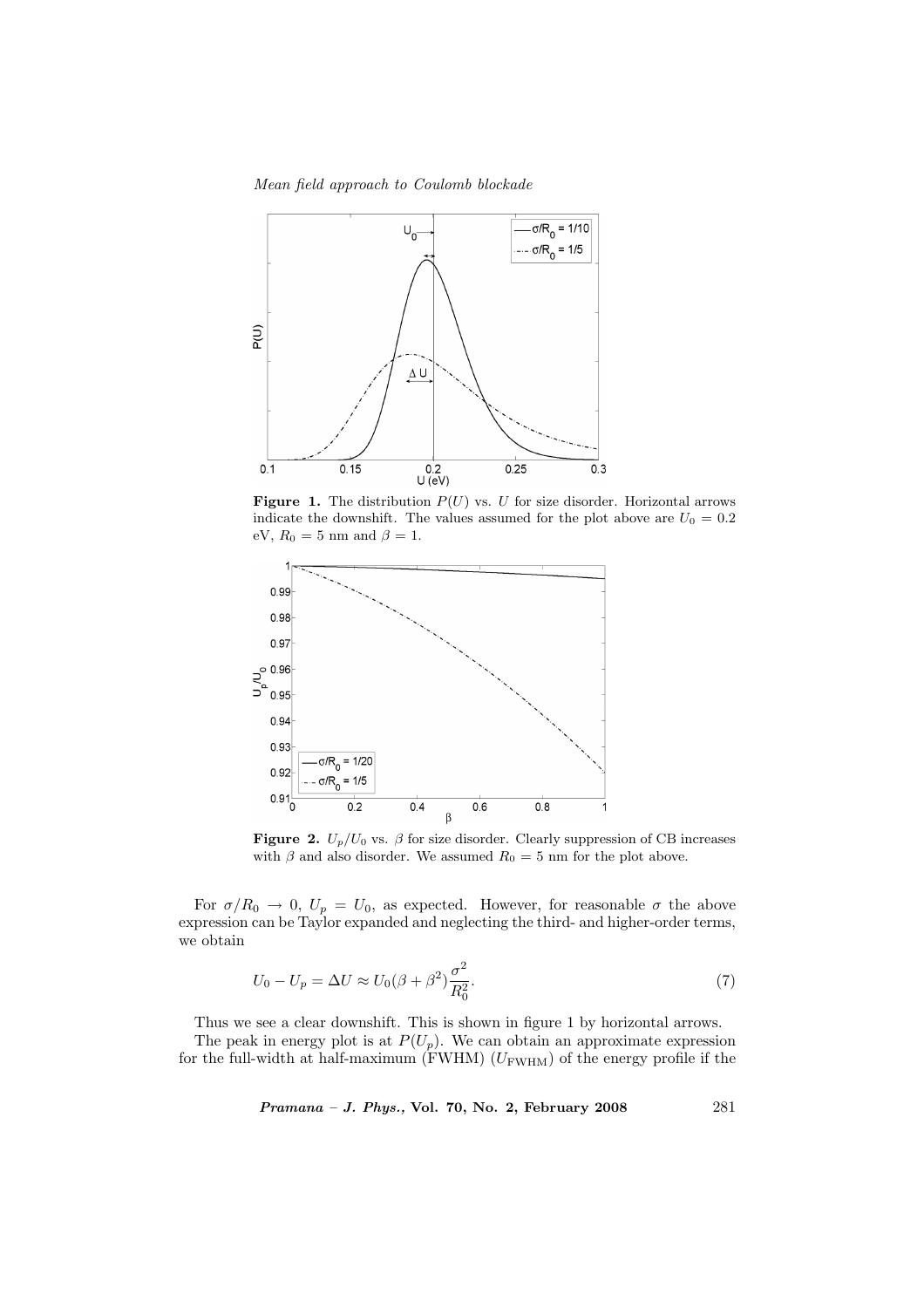**Figure 1.** The distribution $P(U)$ vs. $U$ for size disorder. Horizontal arrows indicate the downshift. The values assumed for the plot above are $U_0 = 0.2$ eV, $R_0 = 5$ nm and $\beta = 1$.

**Figure 2.** $U_p/U_0$ vs. $\beta$ for size disorder. Clearly suppression of CB increases with $\beta$ and also disorder. We assumed $R_0 = 5$ nm for the plot above.

For $\sigma/R_0 \to 0$, $U_p = U_0$, as expected. However, for reasonable $\sigma$ the above expression can be Taylor expanded and neglecting the third- and higher-order terms, we obtain

$$U_0 - U_p = \Delta U \approx U_0(\beta + \beta^2)\frac{\sigma^2}{R_0^2}. \tag{7}$$

Thus we see a clear downshift. This is shown in figure 1 by horizontal arrows.

The peak in energy plot is at $P(U_p)$. We can obtain an approximate expression for the full-width at half-maximum (FWHM) ($U_{\mathrm{FWHM}}$) of the energy profile if the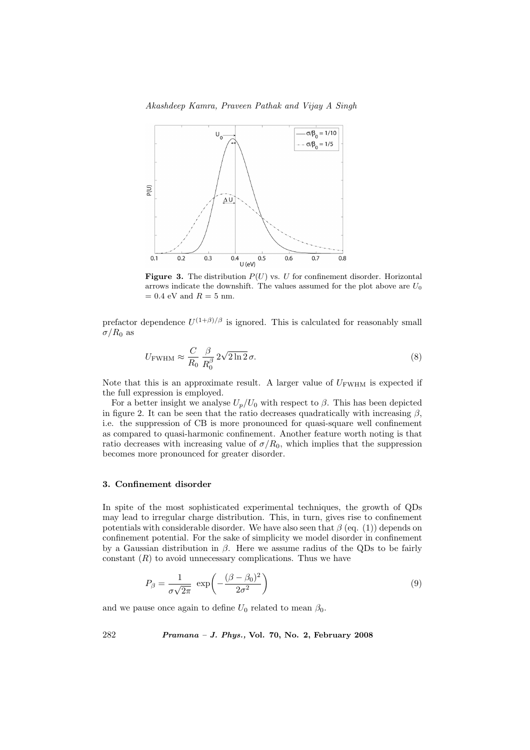**Figure 3.** The distribution $P(U)$ vs. $U$ for confinement disorder. Horizontal arrows indicate the downshift. The values assumed for the plot above are $U_0 = 0.4$ eV and $R = 5$ nm.

prefactor dependence $U^{(1+\beta)/\beta}$ is ignored. This is calculated for reasonably small $\sigma/R_0$ as

$$U_{\mathrm{FWHM}} \approx \frac{C}{R_0}\,\frac{\beta}{R_0^{\beta}}\,2\sqrt{2\ln 2}\,\sigma. \tag{8}$$

Note that this is an approximate result. A larger value of $U_{\mathrm{FWHM}}$ is expected if the full expression is employed.

For a better insight we analyse $U_p/U_0$ with respect to $\beta$. This has been depicted in figure 2. It can be seen that the ratio decreases quadratically with increasing $\beta$, i.e. the suppression of CB is more pronounced for quasi-square well confinement as compared to quasi-harmonic confinement. Another feature worth noting is that ratio decreases with increasing value of $\sigma/R_0$, which implies that the suppression becomes more pronounced for greater disorder.

### 3. Confinement disorder

In spite of the most sophisticated experimental techniques, the growth of QDs may lead to irregular charge distribution. This, in turn, gives rise to confinement potentials with considerable disorder. We have also seen that $\beta$ (eq. (1)) depends on confinement potential. For the sake of simplicity we model disorder in confinement by a Gaussian distribution in $\beta$. Here we assume radius of the QDs to be fairly constant ($R$) to avoid unnecessary complications. Thus we have

$$P_{\beta} = \frac{1}{\sigma\sqrt{2\pi}}\ \exp\!\left(-\frac{(\beta-\beta_0)^2}{2\sigma^2}\right) \tag{9}$$

and we pause once again to define $U_0$ related to mean $\beta_0$.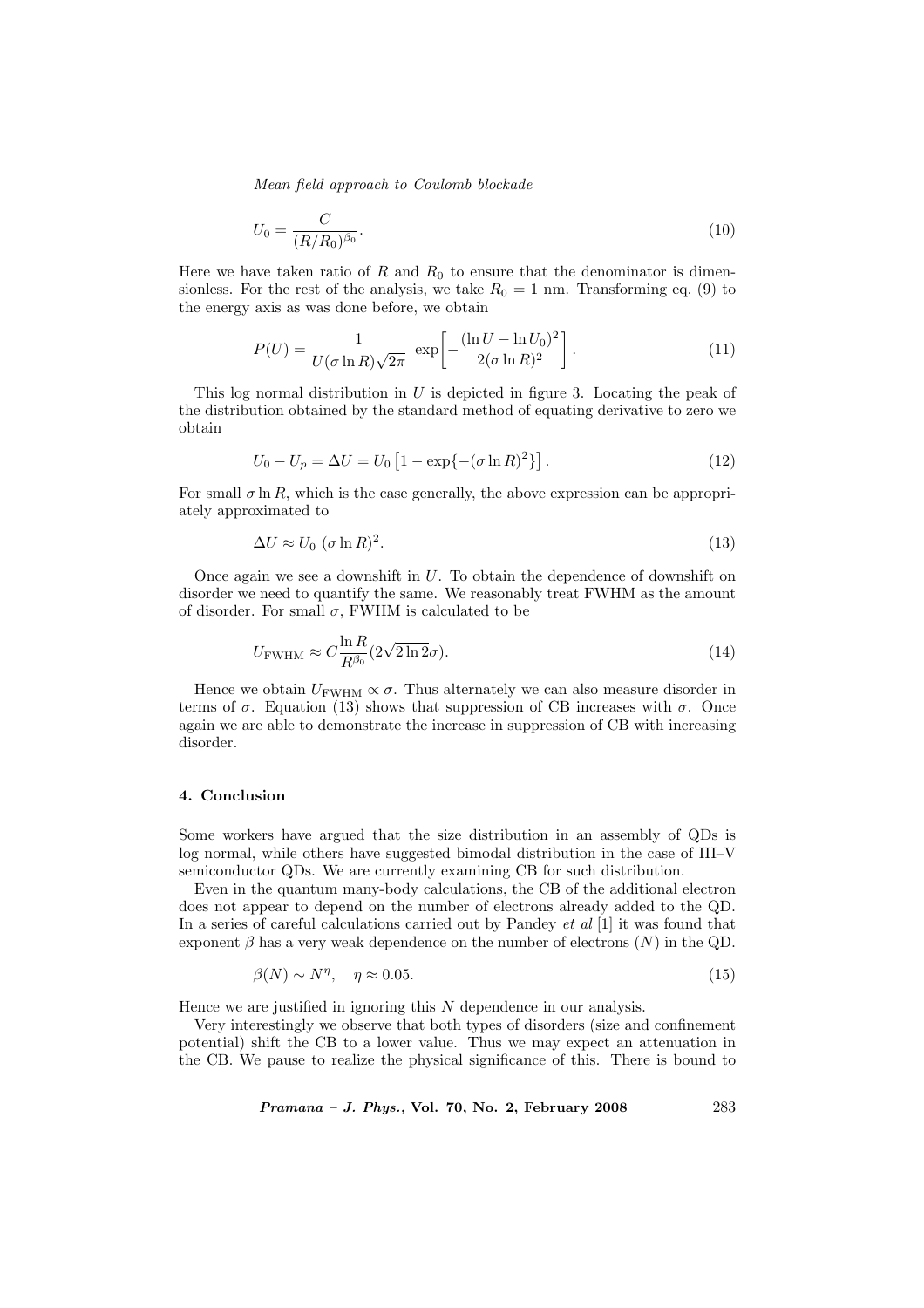$$U_0 = \frac{C}{(R/R_0)^{\beta_0}}. \tag{10}$$

Here we have taken ratio of $R$ and $R_0$ to ensure that the denominator is dimensionless. For the rest of the analysis, we take $R_0 = 1$ nm. Transforming eq. (9) to the energy axis as was done before, we obtain

$$P(U) = \frac{1}{U(\sigma \ln R)\sqrt{2\pi}} \exp\left[-\frac{(\ln U - \ln U_0)^2}{2(\sigma \ln R)^2}\right]. \tag{11}$$

This log normal distribution in $U$ is depicted in figure 3. Locating the peak of the distribution obtained by the standard method of equating derivative to zero we obtain

$$U_0 - U_p = \Delta U = U_0 \left[1 - \exp\{-(\sigma \ln R)^2\}\right]. \tag{12}$$

For small $\sigma \ln R$, which is the case generally, the above expression can be appropriately approximated to

$$\Delta U \approx U_0 \, (\sigma \ln R)^2. \tag{13}$$

Once again we see a downshift in $U$. To obtain the dependence of downshift on disorder we need to quantify the same. We reasonably treat FWHM as the amount of disorder. For small $\sigma$, FWHM is calculated to be

$$U_{\text{FWHM}} \approx C \frac{\ln R}{R^{\beta_0}} (2\sqrt{2 \ln 2}\sigma). \tag{14}$$

Hence we obtain $U_{\text{FWHM}} \propto \sigma$. Thus alternately we can also measure disorder in terms of $\sigma$. Equation (13) shows that suppression of CB increases with $\sigma$. Once again we are able to demonstrate the increase in suppression of CB with increasing disorder.

## 4. Conclusion

Some workers have argued that the size distribution in an assembly of QDs is log normal, while others have suggested bimodal distribution in the case of III–V semiconductor QDs. We are currently examining CB for such distribution.

Even in the quantum many-body calculations, the CB of the additional electron does not appear to depend on the number of electrons already added to the QD. In a series of careful calculations carried out by Pandey *et al* [1] it was found that exponent $\beta$ has a very weak dependence on the number of electrons ($N$) in the QD.

$$\beta(N) \sim N^{\eta}, \quad \eta \approx 0.05. \tag{15}$$

Hence we are justified in ignoring this $N$ dependence in our analysis.

Very interestingly we observe that both types of disorders (size and confinement potential) shift the CB to a lower value. Thus we may expect an attenuation in the CB. We pause to realize the physical significance of this. There is bound to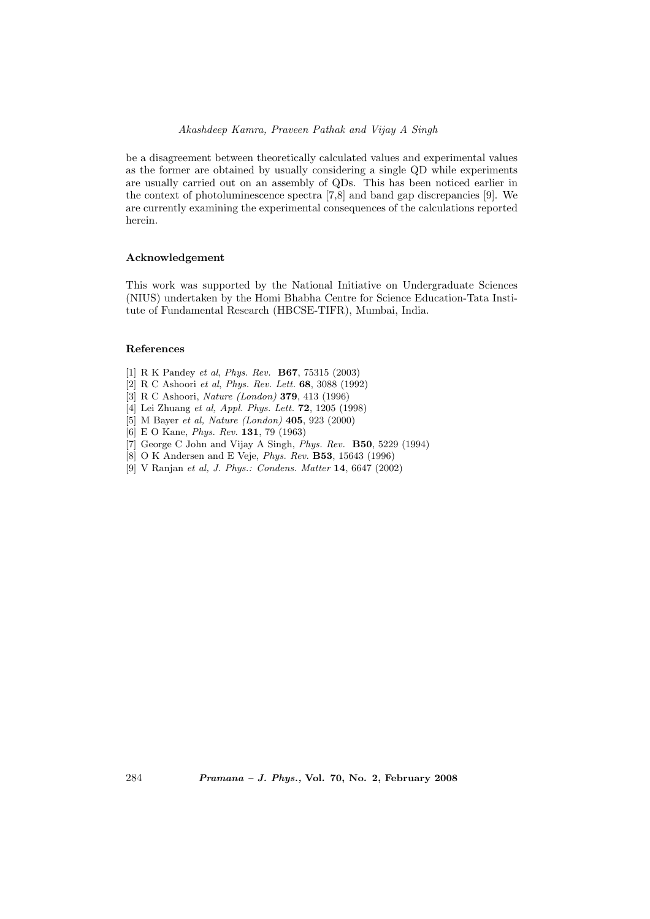be a disagreement between theoretically calculated values and experimental values as the former are obtained by usually considering a single QD while experiments are usually carried out on an assembly of QDs. This has been noticed earlier in the context of photoluminescence spectra [7,8] and band gap discrepancies [9]. We are currently examining the experimental consequences of the calculations reported herein.

### Acknowledgement

This work was supported by the National Initiative on Undergraduate Sciences (NIUS) undertaken by the Homi Bhabha Centre for Science Education-Tata Institute of Fundamental Research (HBCSE-TIFR), Mumbai, India.

### References

[1] R K Pandey *et al*, *Phys. Rev.* **B67**, 75315 (2003)
[2] R C Ashoori *et al*, *Phys. Rev. Lett.* **68**, 3088 (1992)
[3] R C Ashoori, *Nature (London)* **379**, 413 (1996)
[4] Lei Zhuang *et al*, *Appl. Phys. Lett.* **72**, 1205 (1998)
[5] M Bayer *et al*, *Nature (London)* **405**, 923 (2000)
[6] E O Kane, *Phys. Rev.* **131**, 79 (1963)
[7] George C John and Vijay A Singh, *Phys. Rev.* **B50**, 5229 (1994)
[8] O K Andersen and E Veje, *Phys. Rev.* **B53**, 15643 (1996)
[9] V Ranjan *et al*, *J. Phys.: Condens. Matter* **14**, 6647 (2002)